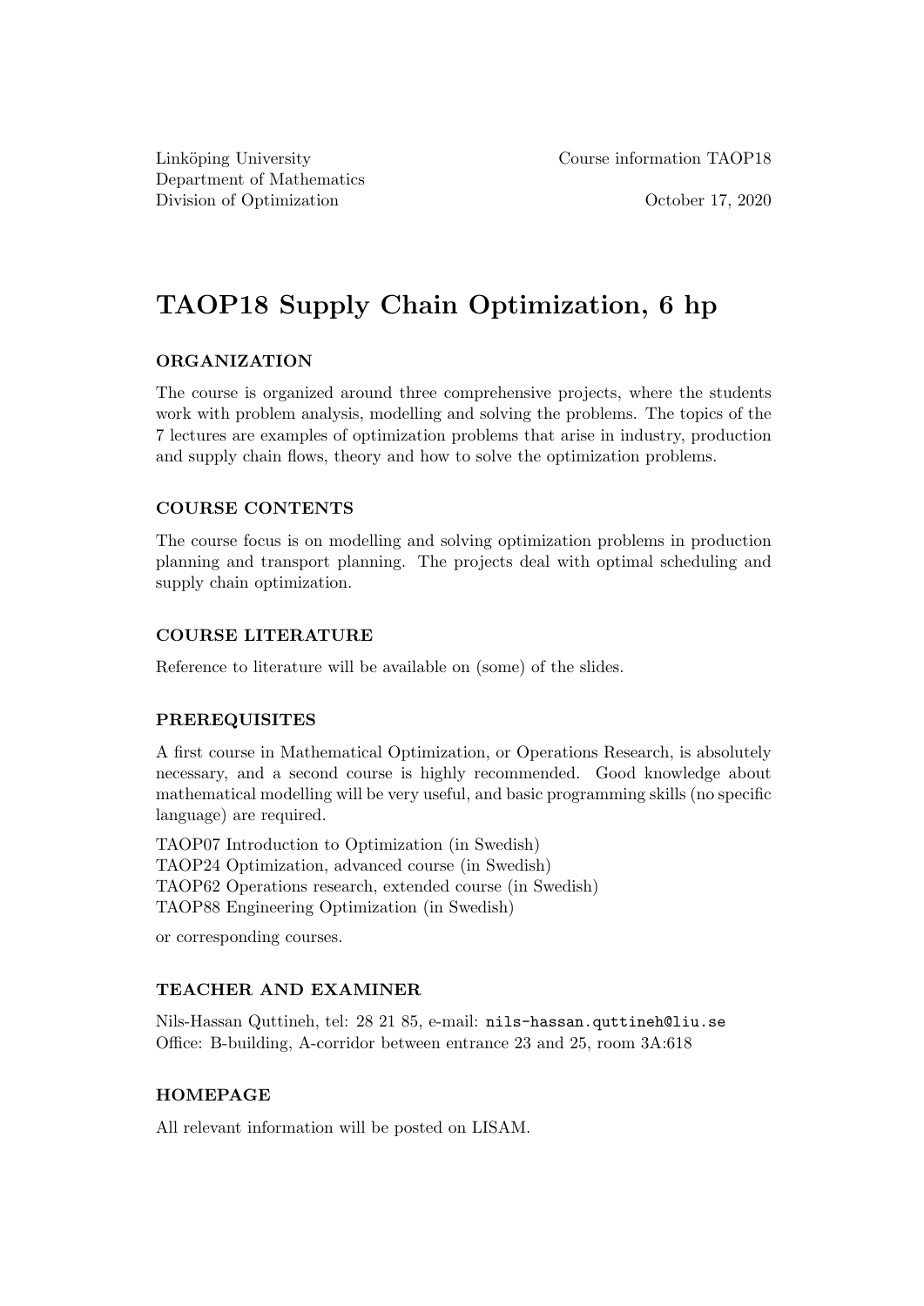Linköping University
Department of Mathematics
Division of Optimization

Course information TAOP18

October 17, 2020

# TAOP18 Supply Chain Optimization, 6 hp

### ORGANIZATION

The course is organized around three comprehensive projects, where the students work with problem analysis, modelling and solving the problems. The topics of the 7 lectures are examples of optimization problems that arise in industry, production and supply chain flows, theory and how to solve the optimization problems.

### COURSE CONTENTS

The course focus is on modelling and solving optimization problems in production planning and transport planning. The projects deal with optimal scheduling and supply chain optimization.

### COURSE LITERATURE

Reference to literature will be available on (some) of the slides.

### PREREQUISITES

A first course in Mathematical Optimization, or Operations Research, is absolutely necessary, and a second course is highly recommended. Good knowledge about mathematical modelling will be very useful, and basic programming skills (no specific language) are required.

TAOP07 Introduction to Optimization (in Swedish)
TAOP24 Optimization, advanced course (in Swedish)
TAOP62 Operations research, extended course (in Swedish)
TAOP88 Engineering Optimization (in Swedish)

or corresponding courses.

### TEACHER AND EXAMINER

Nils-Hassan Quttineh, tel: 28 21 85, e-mail: `nils-hassan.quttineh@liu.se`
Office: B-building, A-corridor between entrance 23 and 25, room 3A:618

### HOMEPAGE

All relevant information will be posted on LISAM.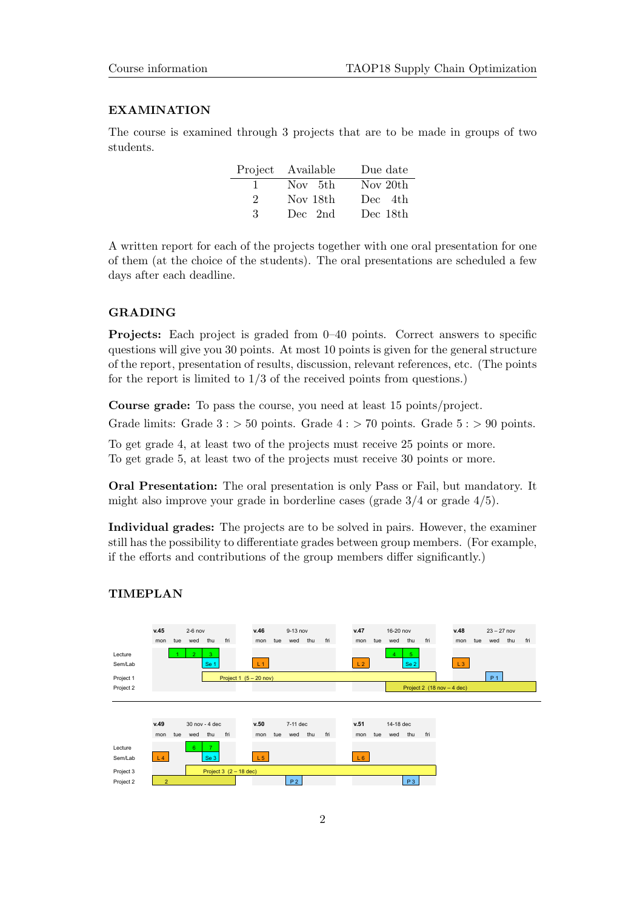## EXAMINATION

The course is examined through 3 projects that are to be made in groups of two students.

| Project | Available | Due date |
|---|---|---|
| 1 | Nov 5th | Nov 20th |
| 2 | Nov 18th | Dec 4th |
| 3 | Dec 2nd | Dec 18th |

A written report for each of the projects together with one oral presentation for one of them (at the choice of the students). The oral presentations are scheduled a few days after each deadline.

## GRADING

**Projects:** Each project is graded from 0–40 points. Correct answers to specific questions will give you 30 points. At most 10 points is given for the general structure of the report, presentation of results, discussion, relevant references, etc. (The points for the report is limited to 1/3 of the received points from questions.)

**Course grade:** To pass the course, you need at least 15 points/project.

Grade limits: Grade 3 : > 50 points. Grade 4 : > 70 points. Grade 5 : > 90 points.

To get grade 4, at least two of the projects must receive 25 points or more.
To get grade 5, at least two of the projects must receive 30 points or more.

**Oral Presentation:** The oral presentation is only Pass or Fail, but mandatory. It might also improve your grade in borderline cases (grade 3/4 or grade 4/5).

**Individual grades:** The projects are to be solved in pairs. However, the examiner still has the possibility to differentiate grades between group members. (For example, if the efforts and contributions of the group members differ significantly.)

## TIMEPLAN

v.45 2-6 nov
v.46 9-13 nov
v.47 16-20 nov
v.48 23 – 27 nov
mon tue wed thu fri
Lecture
Sem/Lab
Project 1
Project 2
1 2 3 4 5
Se 1 Se 2
L 1 L 2 L 3
Project 1 (5 – 20 nov)
P 1
Project 2 (18 nov – 4 dec)

v.49 30 nov - 4 dec
v.50 7-11 dec
v.51 14-18 dec
mon tue wed thu fri
Lecture
Sem/Lab
Project 3
Project 2
6 7
L 4 Se 3 L 5 L 6
Project 3 (2 – 18 dec)
2
P 2 P 3